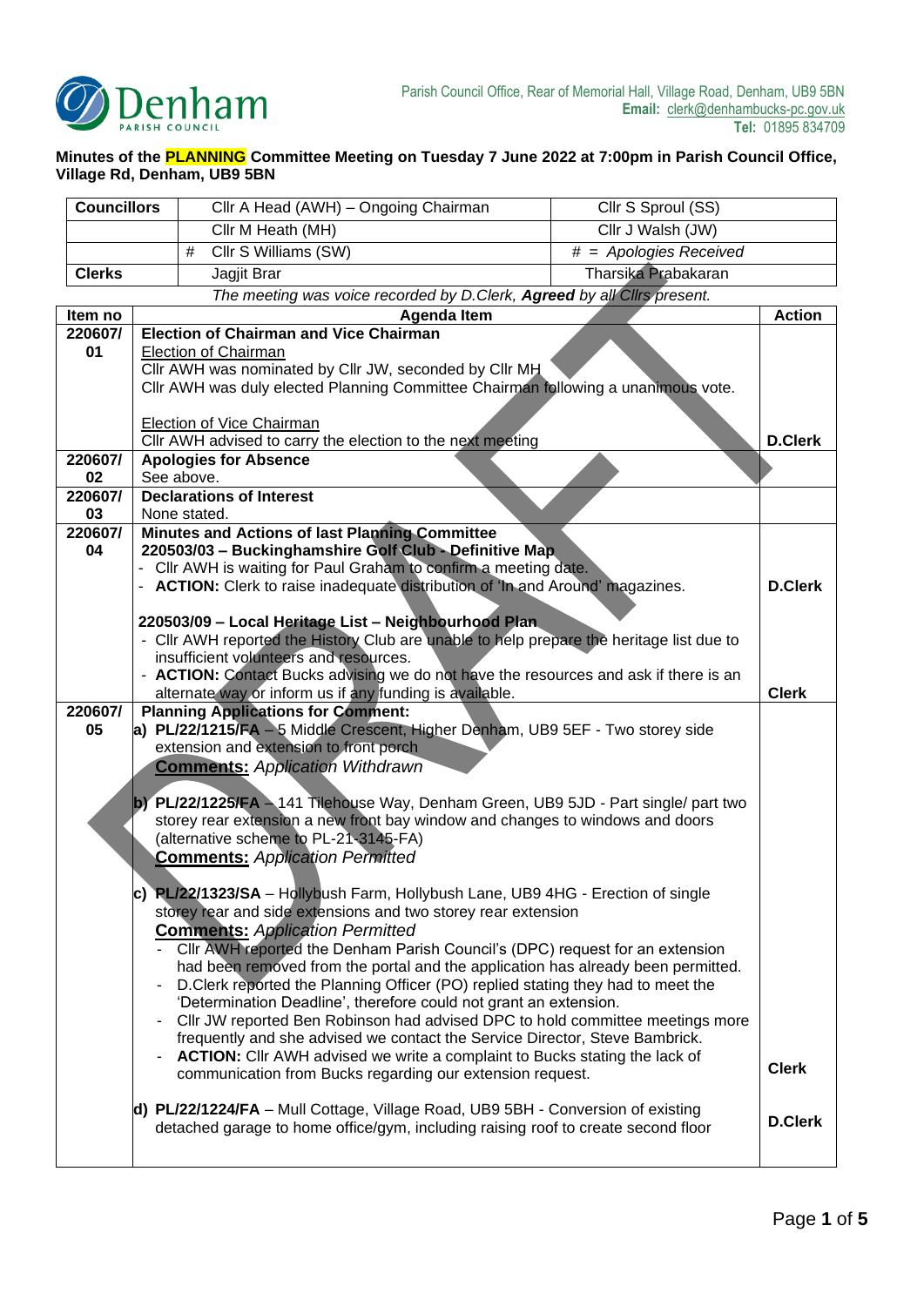Denham PARISH COUNCIL

Parish Council Office, Rear of Memorial Hall, Village Road, Denham, UB9 5BN
**Email:** clerk@denhambucks-pc.gov.uk
**Tel:** 01895 834709

**Minutes of the PLANNING Committee Meeting on Tuesday 7 June 2022 at 7:00pm in Parish Council Office, Village Rd, Denham, UB9 5BN**

| **Councillors** | Cllr A Head (AWH) – Ongoing Chairman | Cllr S Sproul (SS) |
|---|---|---|
| | Cllr M Heath (MH) | Cllr J Walsh (JW) |
| | # Cllr S Williams (SW) | *# = Apologies Received* |
| **Clerks** | Jagjit Brar | Tharsika Prabakaran |

*The meeting was voice recorded by D.Clerk, **Agreed** by all Cllrs present.*

| Item no | Agenda Item | Action |
|---|---|---|
| 220607/01 | **Election of Chairman and Vice Chairman**<br>Election of Chairman<br>Cllr AWH was nominated by Cllr JW, seconded by Cllr MH<br>Cllr AWH was duly elected Planning Committee Chairman following a unanimous vote.<br><br>Election of Vice Chairman<br>Cllr AWH advised to carry the election to the next meeting | **D.Clerk** |
| 220607/02 | **Apologies for Absence**<br>See above. | |
| 220607/03 | **Declarations of Interest**<br>None stated. | |
| 220607/04 | **Minutes and Actions of last Planning Committee**<br>**220503/03 – Buckinghamshire Golf Club - Definitive Map**<br>- Cllr AWH is waiting for Paul Graham to confirm a meeting date.<br>- **ACTION:** Clerk to raise inadequate distribution of 'In and Around' magazines.<br><br>**220503/09 – Local Heritage List – Neighbourhood Plan**<br>- Cllr AWH reported the History Club are unable to help prepare the heritage list due to insufficient volunteers and resources.<br>- **ACTION:** Contact Bucks advising we do not have the resources and ask if there is an alternate way or inform us if any funding is available. | **D.Clerk**<br><br><br><br>**Clerk** |
| 220607/05 | **Planning Applications for Comment:**<br>**a) PL/22/1215/FA** – 5 Middle Crescent, Higher Denham, UB9 5EF - Two storey side extension and extension to front porch<br>**Comments:** *Application Withdrawn*<br><br>**b) PL/22/1225/FA** – 141 Tilehouse Way, Denham Green, UB9 5JD - Part single/ part two storey rear extension a new front bay window and changes to windows and doors (alternative scheme to PL-21-3145-FA)<br>**Comments:** *Application Permitted*<br><br>**c) PL/22/1323/SA** – Hollybush Farm, Hollybush Lane, UB9 4HG - Erection of single storey rear and side extensions and two storey rear extension<br>**Comments:** *Application Permitted*<br>- Cllr AWH reported the Denham Parish Council's (DPC) request for an extension had been removed from the portal and the application has already been permitted.<br>- D.Clerk reported the Planning Officer (PO) replied stating they had to meet the 'Determination Deadline', therefore could not grant an extension.<br>- Cllr JW reported Ben Robinson had advised DPC to hold committee meetings more frequently and she advised we contact the Service Director, Steve Bambrick.<br>- **ACTION:** Cllr AWH advised we write a complaint to Bucks stating the lack of communication from Bucks regarding our extension request.<br><br>**d) PL/22/1224/FA** – Mull Cottage, Village Road, UB9 5BH - Conversion of existing detached garage to home office/gym, including raising roof to create second floor | <br><br><br><br><br><br><br><br><br><br><br><br><br><br>**Clerk**<br><br>**D.Clerk** |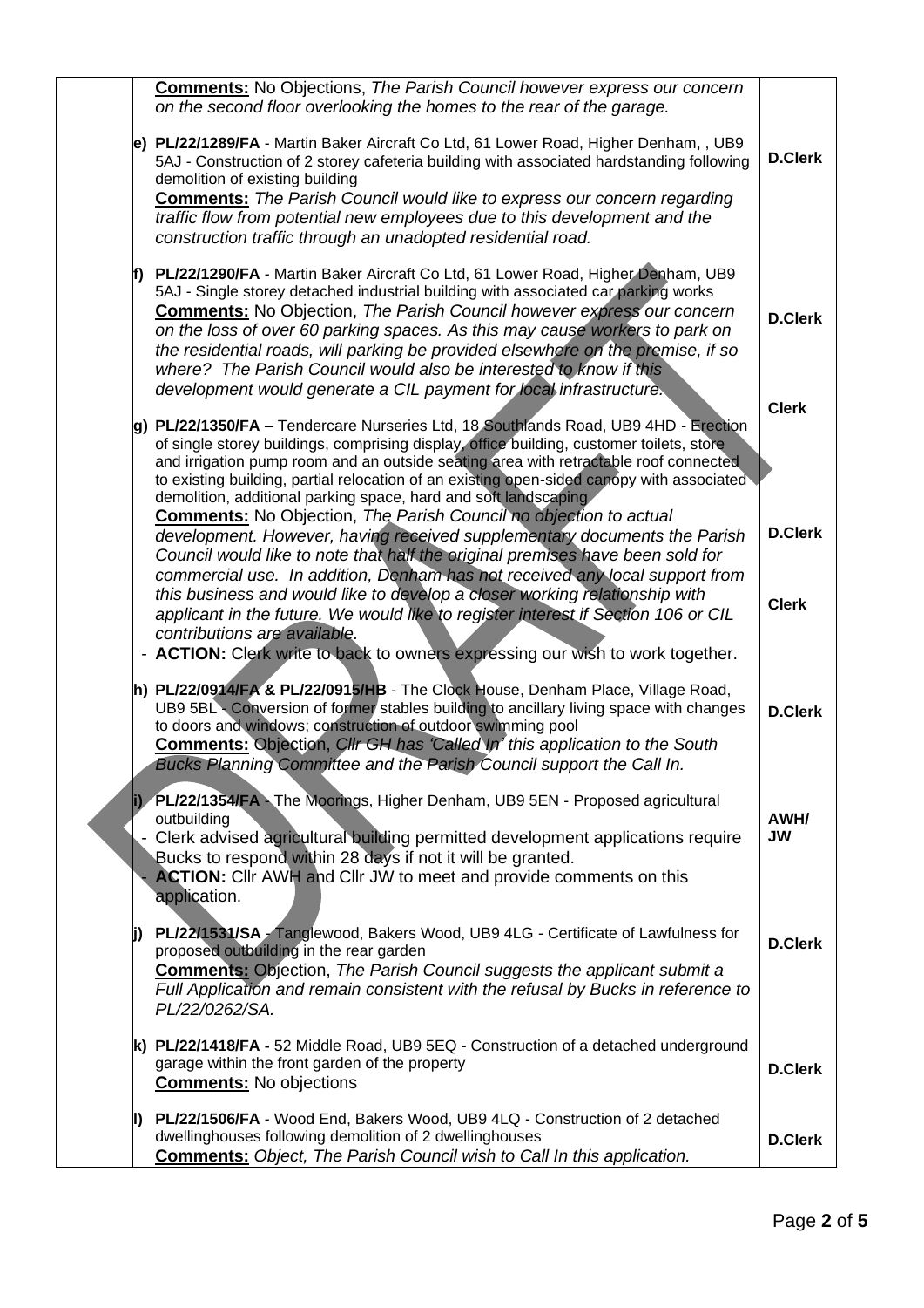| | | |
|---|---|---|
| | **Comments:** No Objections, *The Parish Council however express our concern on the second floor overlooking the homes to the rear of the garage.* | |
| | e) **PL/22/1289/FA** - Martin Baker Aircraft Co Ltd, 61 Lower Road, Higher Denham, , UB9 5AJ - Construction of 2 storey cafeteria building with associated hardstanding following demolition of existing building<br>**Comments:** *The Parish Council would like to express our concern regarding traffic flow from potential new employees due to this development and the construction traffic through an unadopted residential road.* | **D.Clerk** |
| | f) **PL/22/1290/FA** - Martin Baker Aircraft Co Ltd, 61 Lower Road, Higher Denham, UB9 5AJ - Single storey detached industrial building with associated car parking works<br>**Comments:** No Objection, *The Parish Council however express our concern on the loss of over 60 parking spaces. As this may cause workers to park on the residential roads, will parking be provided elsewhere on the premise, if so where? The Parish Council would also be interested to know if this development would generate a CIL payment for local infrastructure.* | **D.Clerk**<br><br>**Clerk** |
| | g) **PL/22/1350/FA** – Tendercare Nurseries Ltd, 18 Southlands Road, UB9 4HD - Erection of single storey buildings, comprising display, office building, customer toilets, store and irrigation pump room and an outside seating area with retractable roof connected to existing building, partial relocation of an existing open-sided canopy with associated demolition, additional parking space, hard and soft landscaping<br>**Comments:** No Objection, *The Parish Council no objection to actual development. However, having received supplementary documents the Parish Council would like to note that half the original premises have been sold for commercial use. In addition, Denham has not received any local support from this business and would like to develop a closer working relationship with applicant in the future. We would like to register interest if Section 106 or CIL contributions are available.*<br>- **ACTION:** Clerk write to back to owners expressing our wish to work together. | **D.Clerk**<br><br>**Clerk** |
| | h) **PL/22/0914/FA & PL/22/0915/HB** - The Clock House, Denham Place, Village Road, UB9 5BL - Conversion of former stables building to ancillary living space with changes to doors and windows; construction of outdoor swimming pool<br>**Comments:** Objection, *Cllr GH has 'Called In' this application to the South Bucks Planning Committee and the Parish Council support the Call In.* | **D.Clerk** |
| | i) **PL/22/1354/FA** - The Moorings, Higher Denham, UB9 5EN - Proposed agricultural outbuilding<br>- Clerk advised agricultural building permitted development applications require Bucks to respond within 28 days if not it will be granted.<br>- **ACTION:** Cllr AWH and Cllr JW to meet and provide comments on this application. | **AWH/ JW** |
| | j) **PL/22/1531/SA** - Tanglewood, Bakers Wood, UB9 4LG - Certificate of Lawfulness for proposed outbuilding in the rear garden<br>**Comments:** Objection, *The Parish Council suggests the applicant submit a Full Application and remain consistent with the refusal by Bucks in reference to PL/22/0262/SA.* | **D.Clerk** |
| | k) **PL/22/1418/FA -** 52 Middle Road, UB9 5EQ - Construction of a detached underground garage within the front garden of the property<br>**Comments:** No objections | **D.Clerk** |
| | l) **PL/22/1506/FA** - Wood End, Bakers Wood, UB9 4LQ - Construction of 2 detached dwellinghouses following demolition of 2 dwellinghouses<br>**Comments:** *Object, The Parish Council wish to Call In this application.* | **D.Clerk** |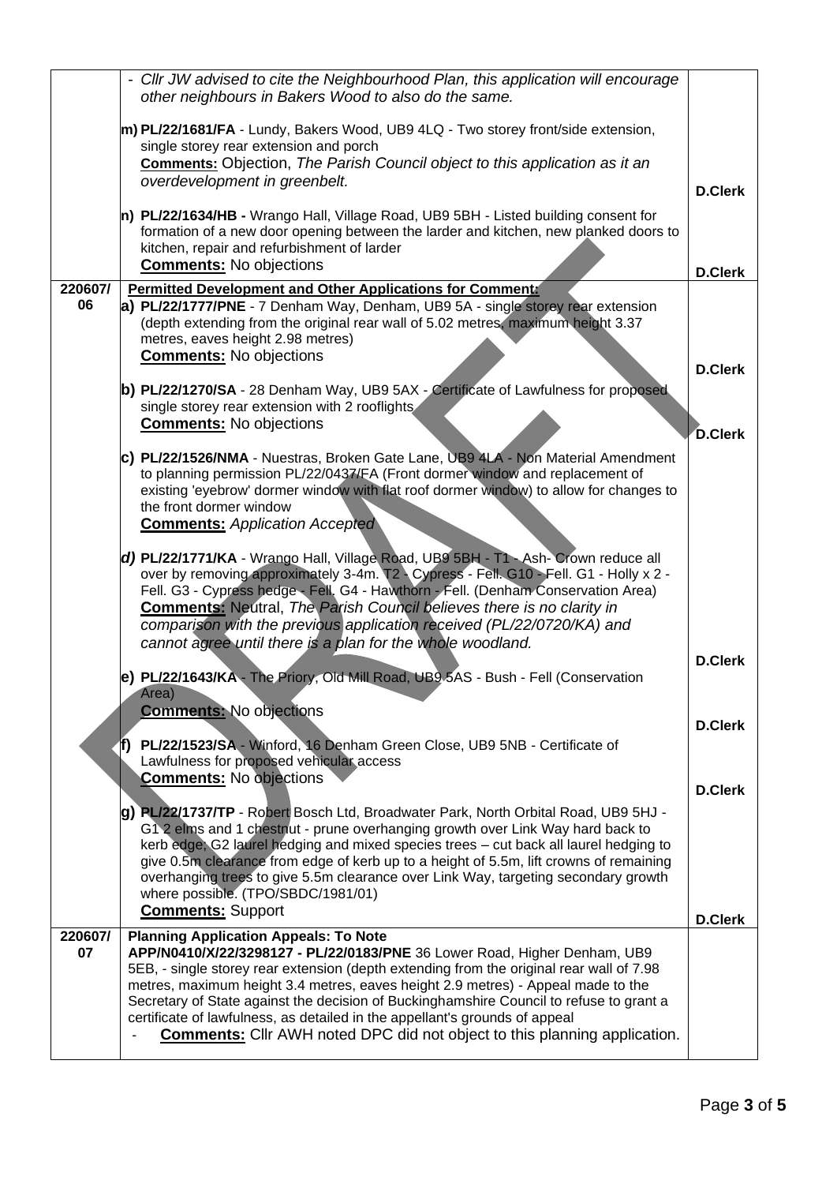| | | |
|---|---|---|
| | - *Cllr JW advised to cite the Neighbourhood Plan, this application will encourage other neighbours in Bakers Wood to also do the same.* | |
| | **m) PL/22/1681/FA** - Lundy, Bakers Wood, UB9 4LQ - Two storey front/side extension, single storey rear extension and porch<br>**Comments:** Objection, *The Parish Council object to this application as it an overdevelopment in greenbelt.* | **D.Clerk** |
| | **n) PL/22/1634/HB -** Wrango Hall, Village Road, UB9 5BH - Listed building consent for formation of a new door opening between the larder and kitchen, new planked doors to kitchen, repair and refurbishment of larder<br>**Comments:** No objections | **D.Clerk** |
| **220607/06** | **Permitted Development and Other Applications for Comment:**<br>**a) PL/22/1777/PNE** - 7 Denham Way, Denham, UB9 5A - single storey rear extension (depth extending from the original rear wall of 5.02 metres, maximum height 3.37 metres, eaves height 2.98 metres)<br>**Comments:** No objections | **D.Clerk** |
| | **b) PL/22/1270/SA** - 28 Denham Way, UB9 5AX - Certificate of Lawfulness for proposed single storey rear extension with 2 rooflights<br>**Comments:** No objections | **D.Clerk** |
| | **c) PL/22/1526/NMA** - Nuestras, Broken Gate Lane, UB9 4LA - Non Material Amendment to planning permission PL/22/0437/FA (Front dormer window and replacement of existing 'eyebrow' dormer window with flat roof dormer window) to allow for changes to the front dormer window<br>**Comments:** *Application Accepted* | |
| | ***d)* PL/22/1771/KA** - Wrango Hall, Village Road, UB9 5BH - T1 - Ash- Crown reduce all over by removing approximately 3-4m. T2 - Cypress - Fell. G10 - Fell. G1 - Holly x 2 - Fell. G3 - Cypress hedge - Fell. G4 - Hawthorn - Fell. (Denham Conservation Area)<br>**Comments:** Neutral, *The Parish Council believes there is no clarity in comparison with the previous application received (PL/22/0720/KA) and cannot agree until there is a plan for the whole woodland.* | **D.Clerk** |
| | **e) PL/22/1643/KA** - The Priory, Old Mill Road, UB9 5AS - Bush - Fell (Conservation Area)<br>**Comments:** No objections | **D.Clerk** |
| | **f) PL/22/1523/SA** - Winford, 16 Denham Green Close, UB9 5NB - Certificate of Lawfulness for proposed vehicular access<br>**Comments:** No objections | **D.Clerk** |
| | **g) PL/22/1737/TP** - Robert Bosch Ltd, Broadwater Park, North Orbital Road, UB9 5HJ - G1 2 elms and 1 chestnut - prune overhanging growth over Link Way hard back to kerb edge; G2 laurel hedging and mixed species trees – cut back all laurel hedging to give 0.5m clearance from edge of kerb up to a height of 5.5m, lift crowns of remaining overhanging trees to give 5.5m clearance over Link Way, targeting secondary growth where possible. (TPO/SBDC/1981/01)<br>**Comments:** Support | **D.Clerk** |
| **220607/07** | **Planning Application Appeals: To Note**<br>**APP/N0410/X/22/3298127 - PL/22/0183/PNE** 36 Lower Road, Higher Denham, UB9 5EB, - single storey rear extension (depth extending from the original rear wall of 7.98 metres, maximum height 3.4 metres, eaves height 2.9 metres) - Appeal made to the Secretary of State against the decision of Buckinghamshire Council to refuse to grant a certificate of lawfulness, as detailed in the appellant's grounds of appeal<br>- **Comments:** Cllr AWH noted DPC did not object to this planning application. | |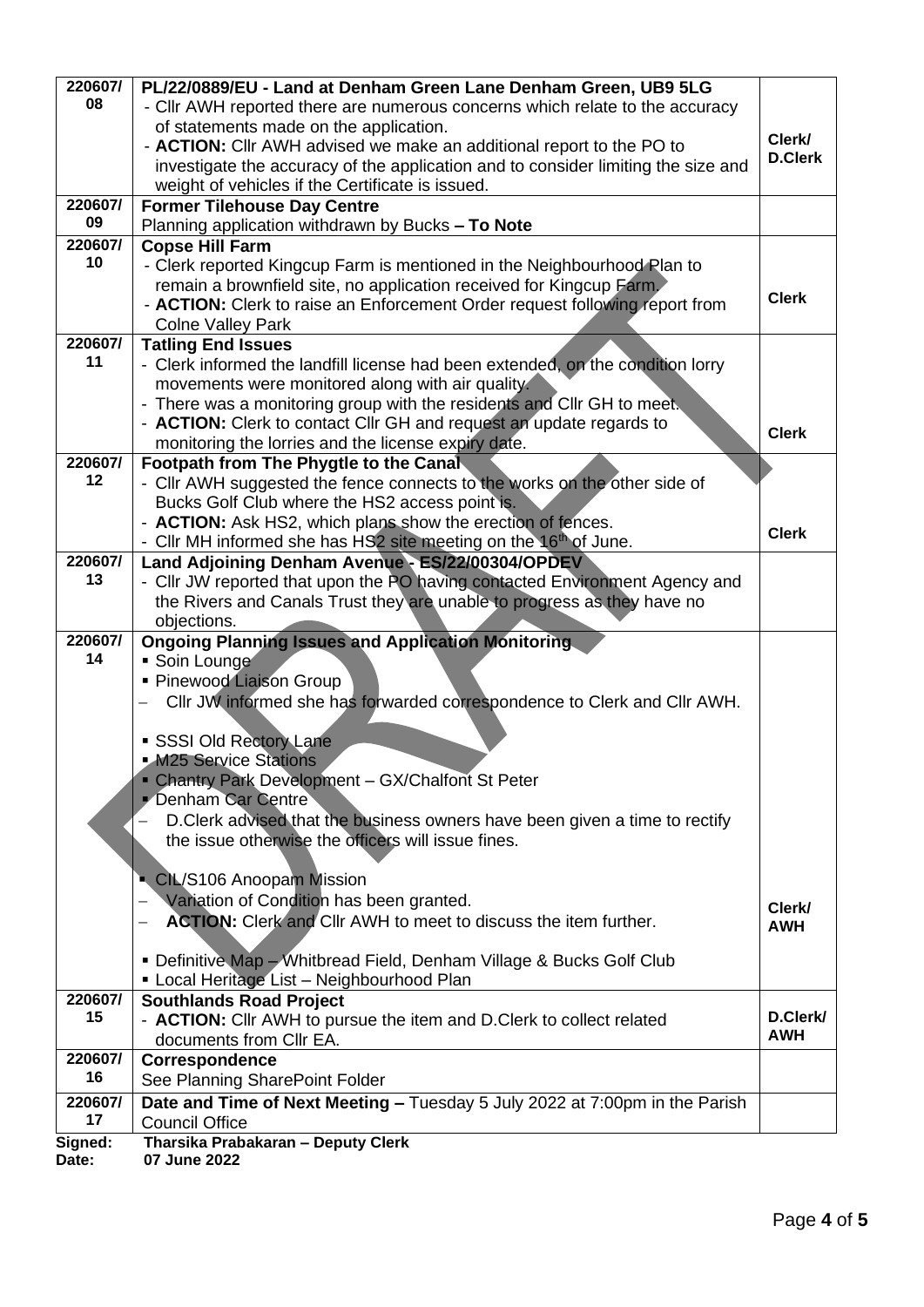| | | |
|---|---|---|
| 220607/08 | **PL/22/0889/EU - Land at Denham Green Lane Denham Green, UB9 5LG**<br>- Cllr AWH reported there are numerous concerns which relate to the accuracy of statements made on the application.<br>- **ACTION:** Cllr AWH advised we make an additional report to the PO to investigate the accuracy of the application and to consider limiting the size and weight of vehicles if the Certificate is issued. | Clerk/ D.Clerk |
| 220607/09 | **Former Tilehouse Day Centre**<br>Planning application withdrawn by Bucks **– To Note** | |
| 220607/10 | **Copse Hill Farm**<br>- Clerk reported Kingcup Farm is mentioned in the Neighbourhood Plan to remain a brownfield site, no application received for Kingcup Farm.<br>- **ACTION:** Clerk to raise an Enforcement Order request following report from Colne Valley Park | Clerk |
| 220607/11 | **Tatling End Issues**<br>- Clerk informed the landfill license had been extended, on the condition lorry movements were monitored along with air quality.<br>- There was a monitoring group with the residents and Cllr GH to meet.<br>- **ACTION:** Clerk to contact Cllr GH and request an update regards to monitoring the lorries and the license expiry date. | Clerk |
| 220607/12 | **Footpath from The Phygtle to the Canal**<br>- Cllr AWH suggested the fence connects to the works on the other side of Bucks Golf Club where the HS2 access point is.<br>- **ACTION:** Ask HS2, which plans show the erection of fences.<br>- Cllr MH informed she has HS2 site meeting on the 16th of June. | Clerk |
| 220607/13 | **Land Adjoining Denham Avenue - ES/22/00304/OPDEV**<br>- Cllr JW reported that upon the PO having contacted Environment Agency and the Rivers and Canals Trust they are unable to progress as they have no objections. | |
| 220607/14 | **Ongoing Planning Issues and Application Monitoring**<br>▪ Soin Lounge<br>▪ Pinewood Liaison Group<br>– Cllr JW informed she has forwarded correspondence to Clerk and Cllr AWH.<br><br>▪ SSSI Old Rectory Lane<br>▪ M25 Service Stations<br>▪ Chantry Park Development – GX/Chalfont St Peter<br>▪ Denham Car Centre<br>– D.Clerk advised that the business owners have been given a time to rectify the issue otherwise the officers will issue fines.<br><br>▪ CIL/S106 Anoopam Mission<br>– Variation of Condition has been granted.<br>– **ACTION:** Clerk and Cllr AWH to meet to discuss the item further.<br><br>▪ Definitive Map – Whitbread Field, Denham Village & Bucks Golf Club<br>▪ Local Heritage List – Neighbourhood Plan | Clerk/ AWH |
| 220607/15 | **Southlands Road Project**<br>- **ACTION:** Cllr AWH to pursue the item and D.Clerk to collect related documents from Cllr EA. | D.Clerk/ AWH |
| 220607/16 | **Correspondence**<br>See Planning SharePoint Folder | |
| 220607/17 | **Date and Time of Next Meeting –** Tuesday 5 July 2022 at 7:00pm in the Parish Council Office | |

**Signed:** **Tharsika Prabakaran – Deputy Clerk**
**Date:** **07 June 2022**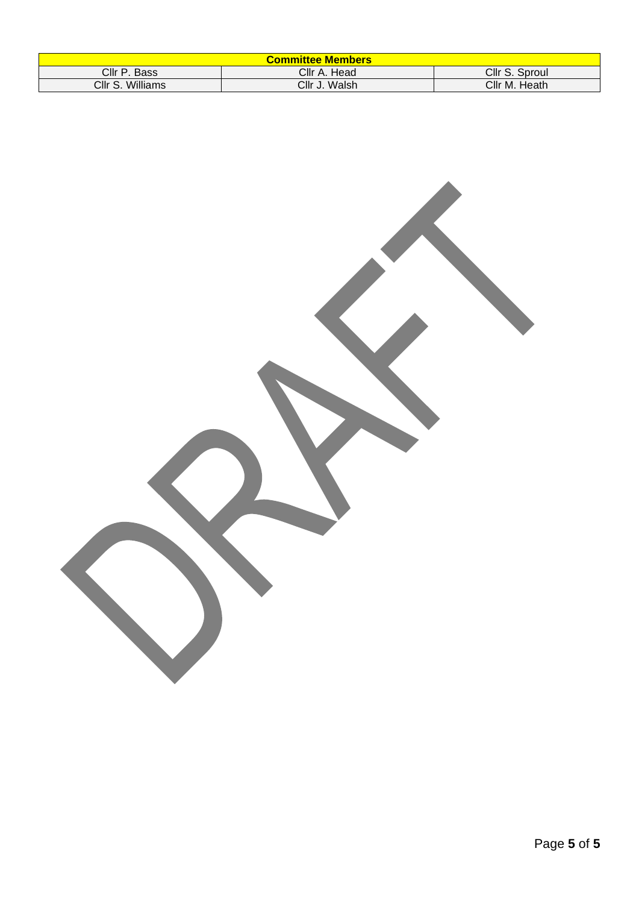| Committee Members | | |
|---|---|---|
| Cllr P. Bass | Cllr A. Head | Cllr S. Sproul |
| Cllr S. Williams | Cllr J. Walsh | Cllr M. Heath |